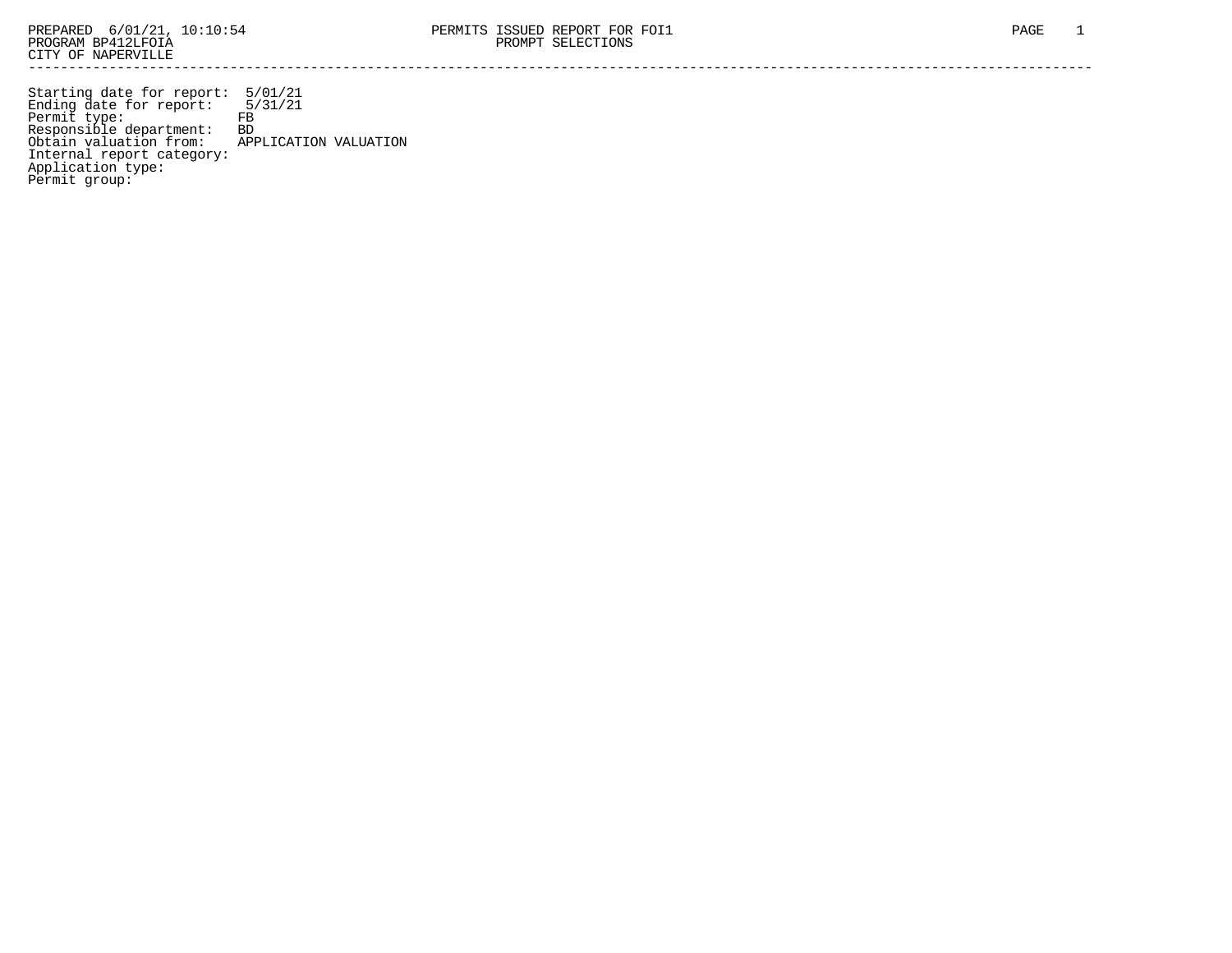PREPARED 6/01/21, 10:10:54
PROGRAM BP412LFOIA
CITY OF NAPERVILLE

PERMITS ISSUED REPORT FOR FOI1
PROMPT SELECTIONS

---

Starting date for report: 5/01/21
Ending date for report: 5/31/21
Permit type: FB
Responsible department: BD
Obtain valuation from: APPLICATION VALUATION
Internal report category:
Application type:
Permit group: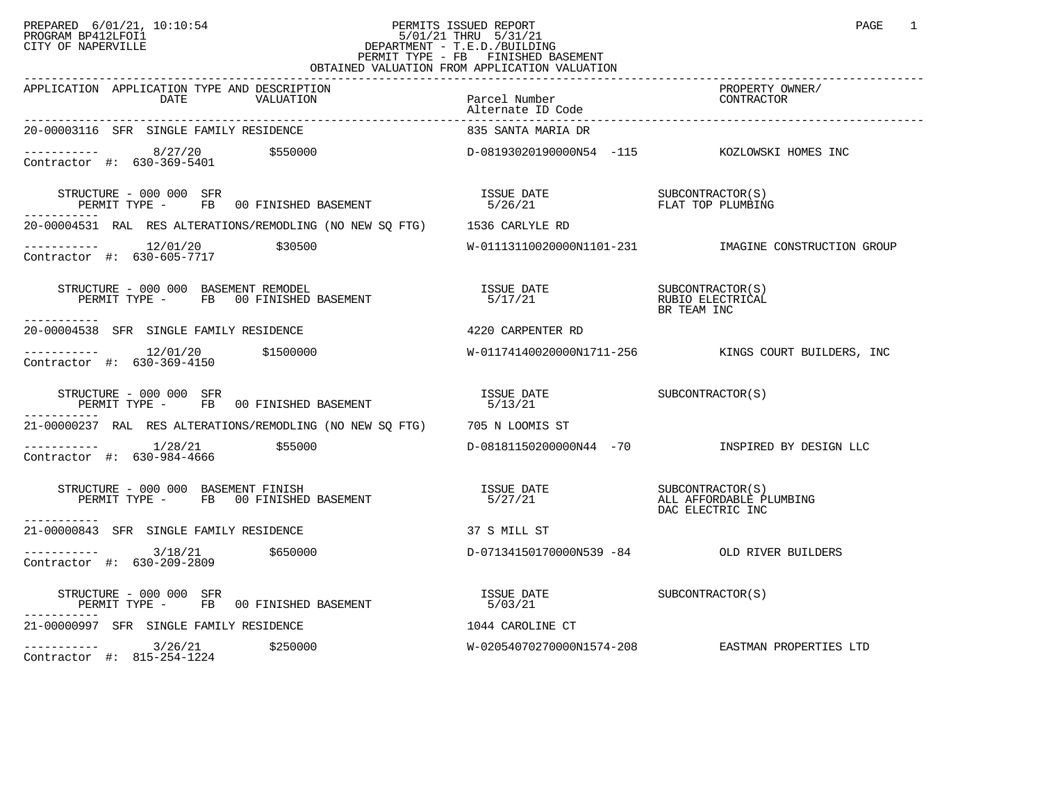PREPARED 6/01/21, 10:10:54
PROGRAM BP412LFOI1
CITY OF NAPERVILLE

# PERMITS ISSUED REPORT

5/01/21 THRU 5/31/21
DEPARTMENT - T.E.D./BUILDING
PERMIT TYPE - FB FINISHED BASEMENT
OBTAINED VALUATION FROM APPLICATION VALUATION

| APPLICATION | APPLICATION TYPE AND DESCRIPTION DATE / VALUATION | Parcel Number / Alternate ID Code | PROPERTY OWNER/ CONTRACTOR |
|---|---|---|---|
| 20-00003116 | SFR SINGLE FAMILY RESIDENCE | 835 SANTA MARIA DR | |
| ----------- Contractor #: 630-369-5401 | 8/27/20 $550000 | D-08193020190000N54 -115 | KOZLOWSKI HOMES INC |
| STRUCTURE - 000 000 SFR PERMIT TYPE - FB 00 FINISHED BASEMENT | | ISSUE DATE 5/26/21 | SUBCONTRACTOR(S) FLAT TOP PLUMBING |
| 20-00004531 | RAL RES ALTERATIONS/REMODLING (NO NEW SQ FTG) | 1536 CARLYLE RD | |
| ----------- Contractor #: 630-605-7717 | 12/01/20 $30500 | W-01113110020000N1101-231 | IMAGINE CONSTRUCTION GROUP |
| STRUCTURE - 000 000 BASEMENT REMODEL PERMIT TYPE - FB 00 FINISHED BASEMENT | | ISSUE DATE 5/17/21 | SUBCONTRACTOR(S) RUBIO ELECTRICAL BR TEAM INC |
| 20-00004538 | SFR SINGLE FAMILY RESIDENCE | 4220 CARPENTER RD | |
| ----------- Contractor #: 630-369-4150 | 12/01/20 $1500000 | W-01174140020000N1711-256 | KINGS COURT BUILDERS, INC |
| STRUCTURE - 000 000 SFR PERMIT TYPE - FB 00 FINISHED BASEMENT | | ISSUE DATE 5/13/21 | SUBCONTRACTOR(S) |
| 21-00000237 | RAL RES ALTERATIONS/REMODLING (NO NEW SQ FTG) | 705 N LOOMIS ST | |
| ----------- Contractor #: 630-984-4666 | 1/28/21 $55000 | D-08181150200000N44 -70 | INSPIRED BY DESIGN LLC |
| STRUCTURE - 000 000 BASEMENT FINISH PERMIT TYPE - FB 00 FINISHED BASEMENT | | ISSUE DATE 5/27/21 | SUBCONTRACTOR(S) ALL AFFORDABLE PLUMBING DAC ELECTRIC INC |
| 21-00000843 | SFR SINGLE FAMILY RESIDENCE | 37 S MILL ST | |
| ----------- Contractor #: 630-209-2809 | 3/18/21 $650000 | D-07134150170000N539 -84 | OLD RIVER BUILDERS |
| STRUCTURE - 000 000 SFR PERMIT TYPE - FB 00 FINISHED BASEMENT | | ISSUE DATE 5/03/21 | SUBCONTRACTOR(S) |
| 21-00000997 | SFR SINGLE FAMILY RESIDENCE | 1044 CAROLINE CT | |
| ----------- Contractor #: 815-254-1224 | 3/26/21 $250000 | W-02054070270000N1574-208 | EASTMAN PROPERTIES LTD |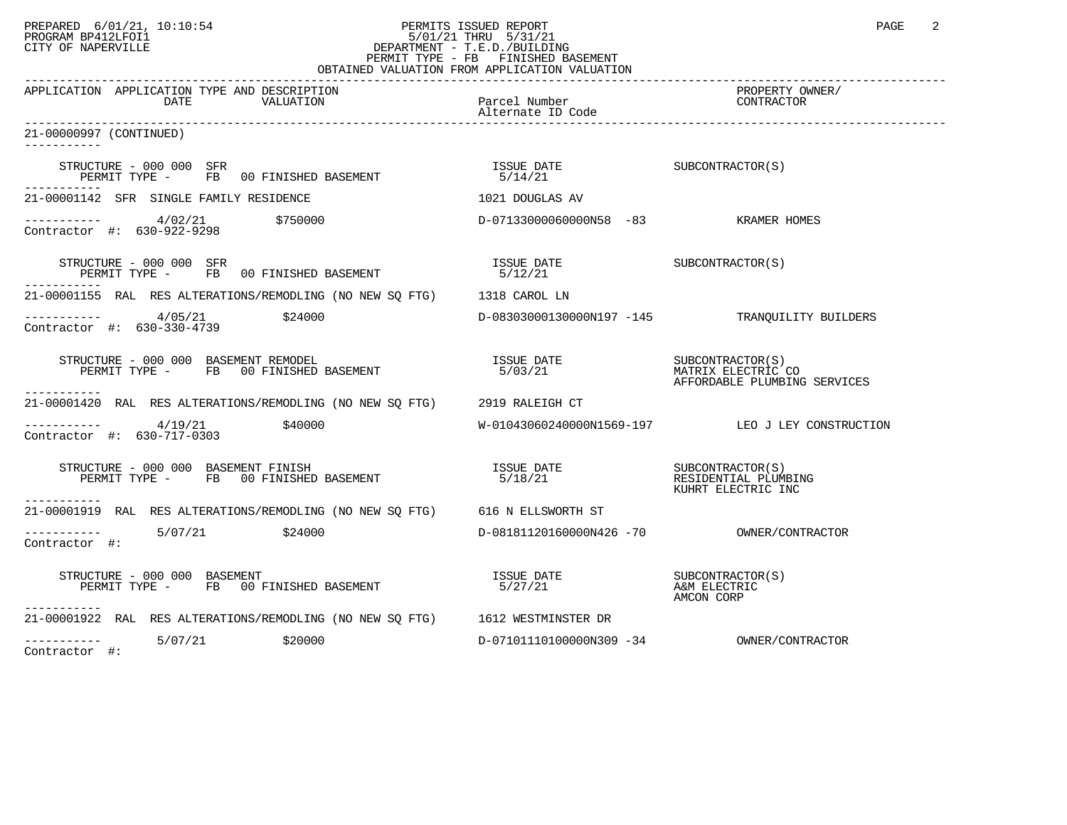PREPARED 6/01/21, 10:10:54
PROGRAM BP412LFOI1
CITY OF NAPERVILLE

PERMITS ISSUED REPORT
5/01/21 THRU 5/31/21
DEPARTMENT - T.E.D./BUILDING
PERMIT TYPE - FB FINISHED BASEMENT
OBTAINED VALUATION FROM APPLICATION VALUATION

| APPLICATION | APPLICATION TYPE AND DESCRIPTION / DATE / VALUATION | Parcel Number / Alternate ID Code | PROPERTY OWNER/ CONTRACTOR |
|---|---|---|---|

**21-00000997 (CONTINUED)**

STRUCTURE - 000 000 SFR
PERMIT TYPE - FB 00 FINISHED BASEMENT — ISSUE DATE 5/14/21 — SUBCONTRACTOR(S)

---

**21-00001142 SFR SINGLE FAMILY RESIDENCE** — 1021 DOUGLAS AV

4/02/21 — $750000 — D-07133000060000N58 -83 — KRAMER HOMES
Contractor #: 630-922-9298

STRUCTURE - 000 000 SFR
PERMIT TYPE - FB 00 FINISHED BASEMENT — ISSUE DATE 5/12/21 — SUBCONTRACTOR(S)

---

**21-00001155 RAL RES ALTERATIONS/REMODLING (NO NEW SQ FTG)** — 1318 CAROL LN

4/05/21 — $24000 — D-08303000130000N197 -145 — TRANQUILITY BUILDERS
Contractor #: 630-330-4739

STRUCTURE - 000 000 BASEMENT REMODEL
PERMIT TYPE - FB 00 FINISHED BASEMENT — ISSUE DATE 5/03/21 — SUBCONTRACTOR(S): MATRIX ELECTRIC CO, AFFORDABLE PLUMBING SERVICES

---

**21-00001420 RAL RES ALTERATIONS/REMODLING (NO NEW SQ FTG)** — 2919 RALEIGH CT

4/19/21 — $40000 — W-01043060240000N1569-197 — LEO J LEY CONSTRUCTION
Contractor #: 630-717-0303

STRUCTURE - 000 000 BASEMENT FINISH
PERMIT TYPE - FB 00 FINISHED BASEMENT — ISSUE DATE 5/18/21 — SUBCONTRACTOR(S): RESIDENTIAL PLUMBING, KUHRT ELECTRIC INC

---

**21-00001919 RAL RES ALTERATIONS/REMODLING (NO NEW SQ FTG)** — 616 N ELLSWORTH ST

5/07/21 — $24000 — D-08181120160000N426 -70 — OWNER/CONTRACTOR
Contractor #:

STRUCTURE - 000 000 BASEMENT
PERMIT TYPE - FB 00 FINISHED BASEMENT — ISSUE DATE 5/27/21 — SUBCONTRACTOR(S): A&M ELECTRIC, AMCON CORP

---

**21-00001922 RAL RES ALTERATIONS/REMODLING (NO NEW SQ FTG)** — 1612 WESTMINSTER DR

5/07/21 — $20000 — D-07101110100000N309 -34 — OWNER/CONTRACTOR
Contractor #: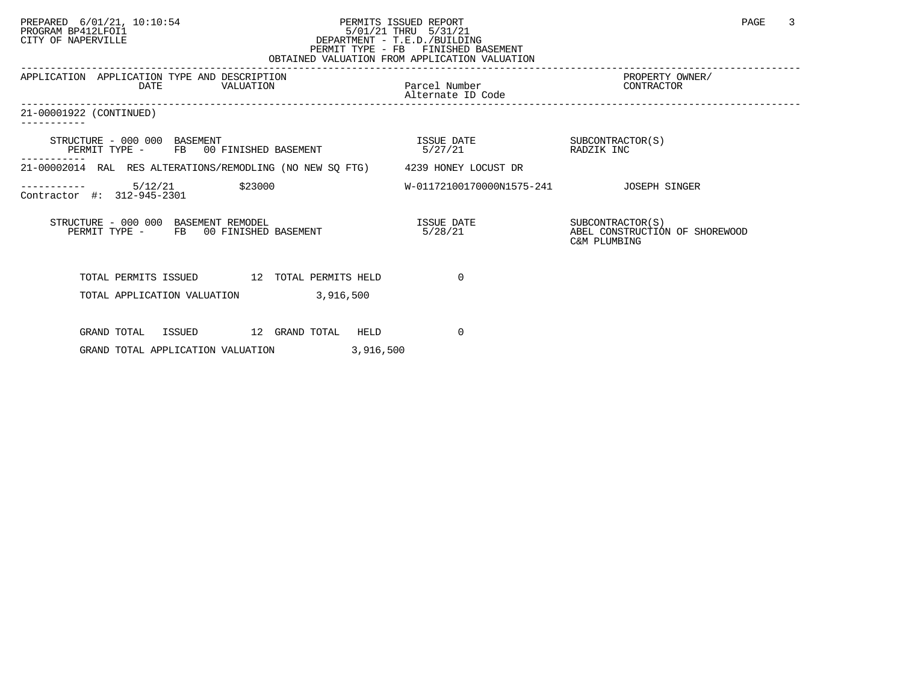PREPARED 6/01/21, 10:10:54
PROGRAM BP412LFOI1
CITY OF NAPERVILLE

PERMITS ISSUED REPORT
5/01/21 THRU 5/31/21
DEPARTMENT - T.E.D./BUILDING
PERMIT TYPE - FB FINISHED BASEMENT
OBTAINED VALUATION FROM APPLICATION VALUATION

| APPLICATION | APPLICATION TYPE AND DESCRIPTION / DATE | VALUATION | Parcel Number / Alternate ID Code | PROPERTY OWNER/ CONTRACTOR |
|---|---|---|---|---|

21-00001922 (CONTINUED)

STRUCTURE - 000 000 BASEMENT
PERMIT TYPE - FB 00 FINISHED BASEMENT
ISSUE DATE 5/27/21
SUBCONTRACTOR(S) RADZIK INC

21-00002014 RAL RES ALTERATIONS/REMODLING (NO NEW SQ FTG) 4239 HONEY LOCUST DR

5/12/21 $23000 W-01172100170000N1575-241 JOSEPH SINGER
Contractor #: 312-945-2301

STRUCTURE - 000 000 BASEMENT REMODEL
PERMIT TYPE - FB 00 FINISHED BASEMENT
ISSUE DATE 5/28/21
SUBCONTRACTOR(S) ABEL CONSTRUCTION OF SHOREWOOD
C&M PLUMBING

TOTAL PERMITS ISSUED 12 TOTAL PERMITS HELD 0

TOTAL APPLICATION VALUATION 3,916,500

GRAND TOTAL ISSUED 12 GRAND TOTAL HELD 0

GRAND TOTAL APPLICATION VALUATION 3,916,500